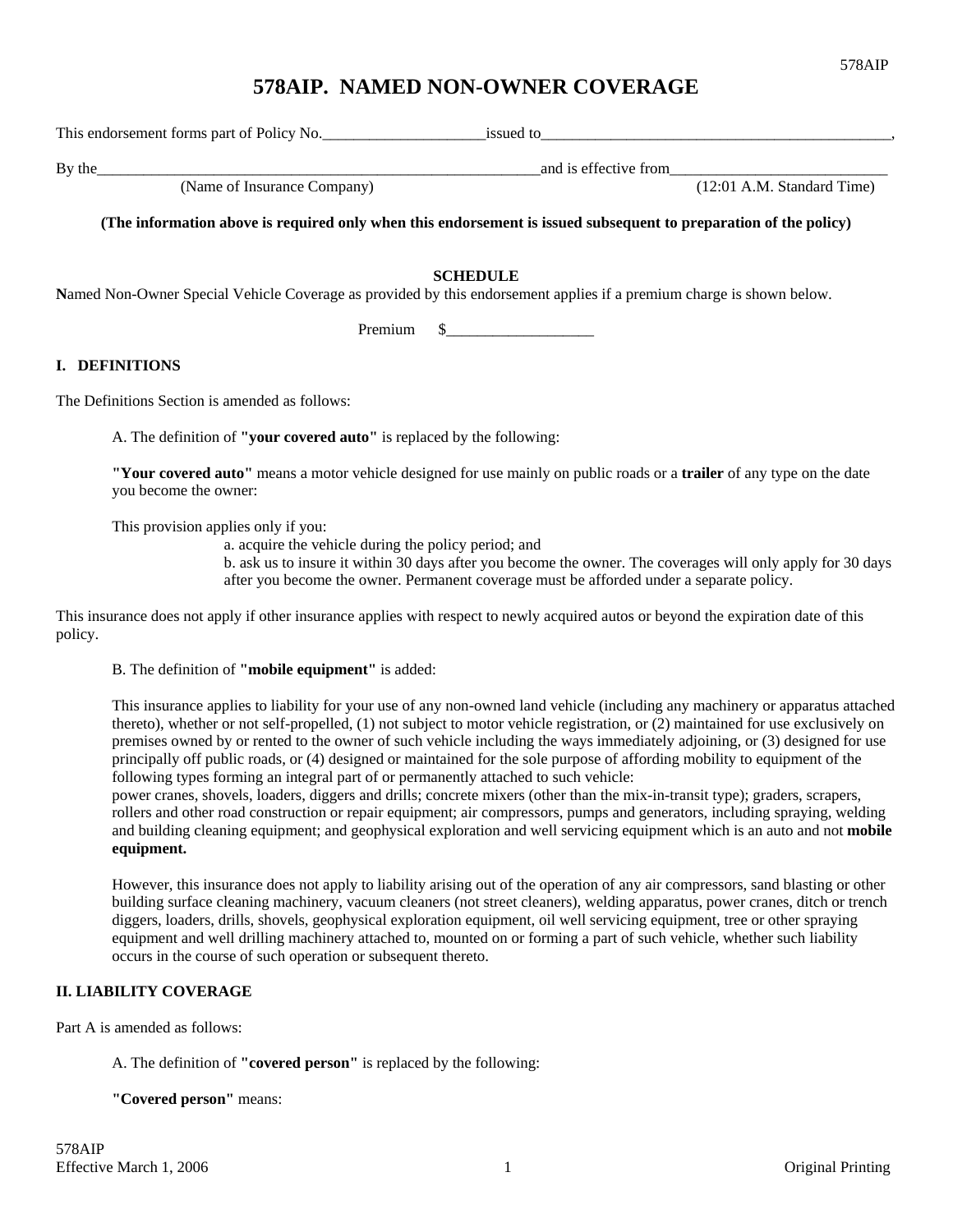# 578AIP. NAMED NON-OWNER COVERAGE

This endorsement forms part of Policy No.\_\_\_\_\_\_\_\_\_\_\_\_\_\_\_\_\_\_\_\_\_issued to\_\_\_\_\_\_\_\_\_\_\_\_\_\_\_\_\_\_\_\_\_\_\_\_\_\_\_\_\_\_\_\_\_\_\_\_\_\_\_\_\_\_\_\_\_\_\_,

By the\_\_\_\_\_\_\_\_\_\_\_\_\_\_\_\_\_\_\_\_\_\_\_\_\_\_\_\_\_\_\_\_\_\_\_\_\_\_\_\_\_\_\_\_\_\_\_\_\_\_\_\_\_\_\_\_\_\_and is effective from\_\_\_\_\_\_\_\_\_\_\_\_\_\_\_\_\_\_\_\_\_\_\_\_\_\_\_\_\_
(Name of Insurance Company) (12:01 A.M. Standard Time)

**(The information above is required only when this endorsement is issued subsequent to preparation of the policy)**

**SCHEDULE**

**N**amed Non-Owner Special Vehicle Coverage as provided by this endorsement applies if a premium charge is shown below.

Premium $\_\_\_\_\_\_\_\_\_\_\_\_\_\_\_\_\_\_\_

## I. DEFINITIONS

The Definitions Section is amended as follows:

A. The definition of **"your covered auto"** is replaced by the following:

**"Your covered auto"** means a motor vehicle designed for use mainly on public roads or a **trailer** of any type on the date you become the owner:

This provision applies only if you:

a. acquire the vehicle during the policy period; and

b. ask us to insure it within 30 days after you become the owner. The coverages will only apply for 30 days after you become the owner. Permanent coverage must be afforded under a separate policy.

This insurance does not apply if other insurance applies with respect to newly acquired autos or beyond the expiration date of this policy.

B. The definition of **"mobile equipment"** is added:

This insurance applies to liability for your use of any non-owned land vehicle (including any machinery or apparatus attached thereto), whether or not self-propelled, (1) not subject to motor vehicle registration, or (2) maintained for use exclusively on premises owned by or rented to the owner of such vehicle including the ways immediately adjoining, or (3) designed for use principally off public roads, or (4) designed or maintained for the sole purpose of affording mobility to equipment of the following types forming an integral part of or permanently attached to such vehicle:
power cranes, shovels, loaders, diggers and drills; concrete mixers (other than the mix-in-transit type); graders, scrapers, rollers and other road construction or repair equipment; air compressors, pumps and generators, including spraying, welding and building cleaning equipment; and geophysical exploration and well servicing equipment which is an auto and not **mobile equipment.**

However, this insurance does not apply to liability arising out of the operation of any air compressors, sand blasting or other building surface cleaning machinery, vacuum cleaners (not street cleaners), welding apparatus, power cranes, ditch or trench diggers, loaders, drills, shovels, geophysical exploration equipment, oil well servicing equipment, tree or other spraying equipment and well drilling machinery attached to, mounted on or forming a part of such vehicle, whether such liability occurs in the course of such operation or subsequent thereto.

## II. LIABILITY COVERAGE

Part A is amended as follows:

A. The definition of **"covered person"** is replaced by the following:

**"Covered person"** means: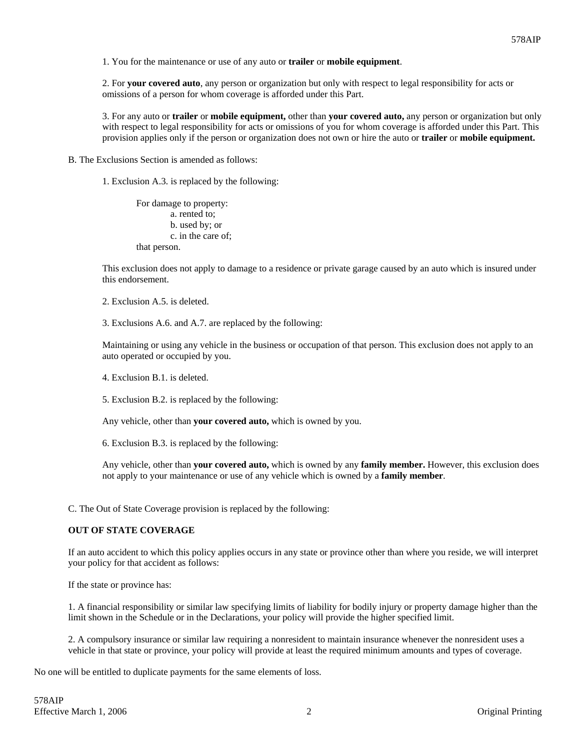1. You for the maintenance or use of any auto or **trailer** or **mobile equipment**.

2. For **your covered auto**, any person or organization but only with respect to legal responsibility for acts or omissions of a person for whom coverage is afforded under this Part.

3. For any auto or **trailer** or **mobile equipment,** other than **your covered auto,** any person or organization but only with respect to legal responsibility for acts or omissions of you for whom coverage is afforded under this Part. This provision applies only if the person or organization does not own or hire the auto or **trailer** or **mobile equipment.**

B. The Exclusions Section is amended as follows:

1. Exclusion A.3. is replaced by the following:

For damage to property:
a. rented to;
b. used by; or
c. in the care of;
that person.

This exclusion does not apply to damage to a residence or private garage caused by an auto which is insured under this endorsement.

2. Exclusion A.5. is deleted.

3. Exclusions A.6. and A.7. are replaced by the following:

Maintaining or using any vehicle in the business or occupation of that person. This exclusion does not apply to an auto operated or occupied by you.

4. Exclusion B.1. is deleted.

5. Exclusion B.2. is replaced by the following:

Any vehicle, other than **your covered auto,** which is owned by you.

6. Exclusion B.3. is replaced by the following:

Any vehicle, other than **your covered auto,** which is owned by any **family member.** However, this exclusion does not apply to your maintenance or use of any vehicle which is owned by a **family member**.

C. The Out of State Coverage provision is replaced by the following:

**OUT OF STATE COVERAGE**

If an auto accident to which this policy applies occurs in any state or province other than where you reside, we will interpret your policy for that accident as follows:

If the state or province has:

1. A financial responsibility or similar law specifying limits of liability for bodily injury or property damage higher than the limit shown in the Schedule or in the Declarations, your policy will provide the higher specified limit.

2. A compulsory insurance or similar law requiring a nonresident to maintain insurance whenever the nonresident uses a vehicle in that state or province, your policy will provide at least the required minimum amounts and types of coverage.

No one will be entitled to duplicate payments for the same elements of loss.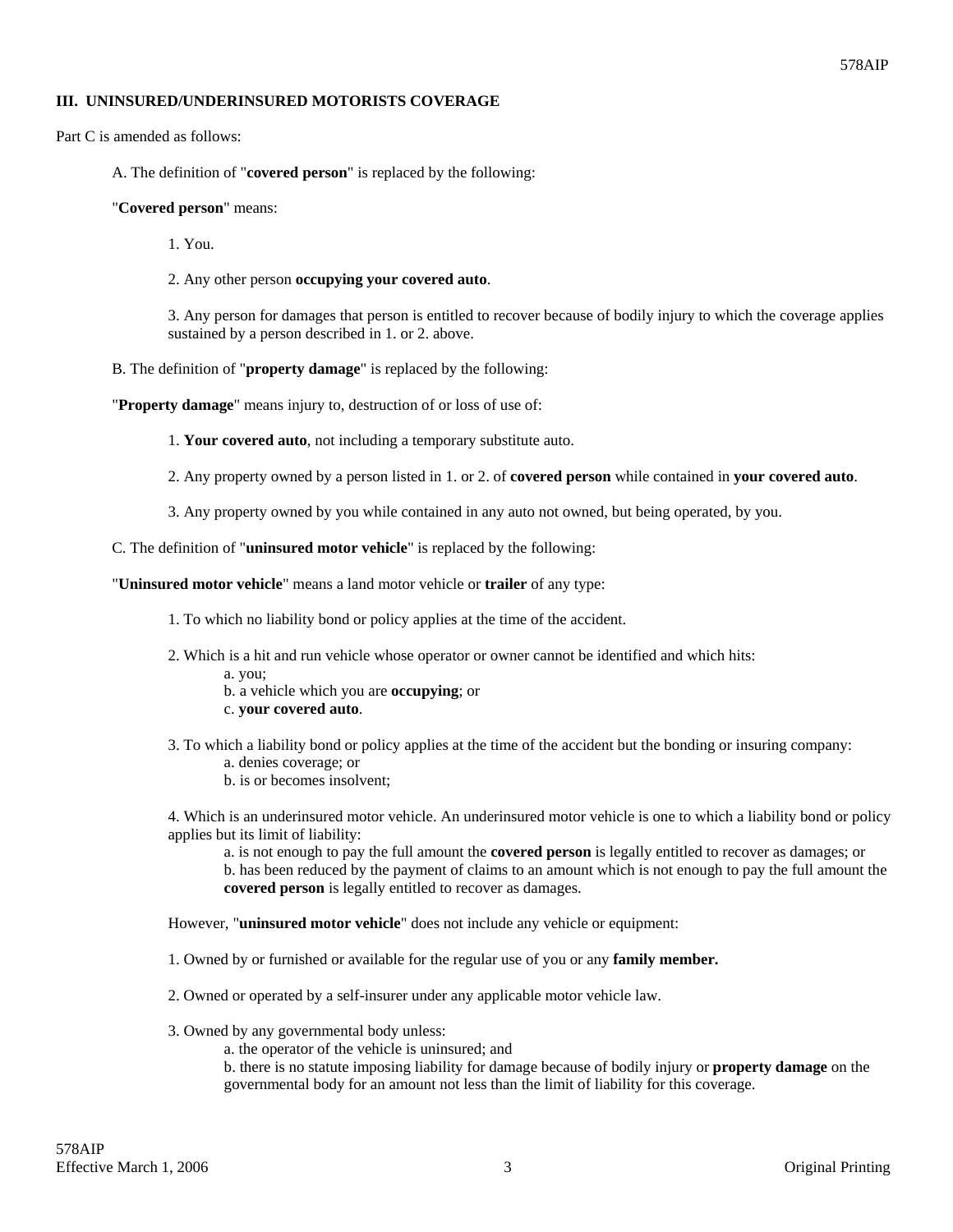### III. UNINSURED/UNDERINSURED MOTORISTS COVERAGE

Part C is amended as follows:

A. The definition of "**covered person**" is replaced by the following:

"**Covered person**" means:

1. You.

2. Any other person **occupying your covered auto**.

3. Any person for damages that person is entitled to recover because of bodily injury to which the coverage applies sustained by a person described in 1. or 2. above.

B. The definition of "**property damage**" is replaced by the following:

"**Property damage**" means injury to, destruction of or loss of use of:

1. **Your covered auto**, not including a temporary substitute auto.

2. Any property owned by a person listed in 1. or 2. of **covered person** while contained in **your covered auto**.

3. Any property owned by you while contained in any auto not owned, but being operated, by you.

C. The definition of "**uninsured motor vehicle**" is replaced by the following:

"**Uninsured motor vehicle**" means a land motor vehicle or **trailer** of any type:

1. To which no liability bond or policy applies at the time of the accident.

2. Which is a hit and run vehicle whose operator or owner cannot be identified and which hits:
   a. you;
   b. a vehicle which you are **occupying**; or
   c. **your covered auto**.

3. To which a liability bond or policy applies at the time of the accident but the bonding or insuring company:
   a. denies coverage; or
   b. is or becomes insolvent;

4. Which is an underinsured motor vehicle. An underinsured motor vehicle is one to which a liability bond or policy applies but its limit of liability:
   a. is not enough to pay the full amount the **covered person** is legally entitled to recover as damages; or
   b. has been reduced by the payment of claims to an amount which is not enough to pay the full amount the **covered person** is legally entitled to recover as damages.

However, "**uninsured motor vehicle**" does not include any vehicle or equipment:

1. Owned by or furnished or available for the regular use of you or any **family member.**

2. Owned or operated by a self-insurer under any applicable motor vehicle law.

3. Owned by any governmental body unless:
   a. the operator of the vehicle is uninsured; and
   b. there is no statute imposing liability for damage because of bodily injury or **property damage** on the governmental body for an amount not less than the limit of liability for this coverage.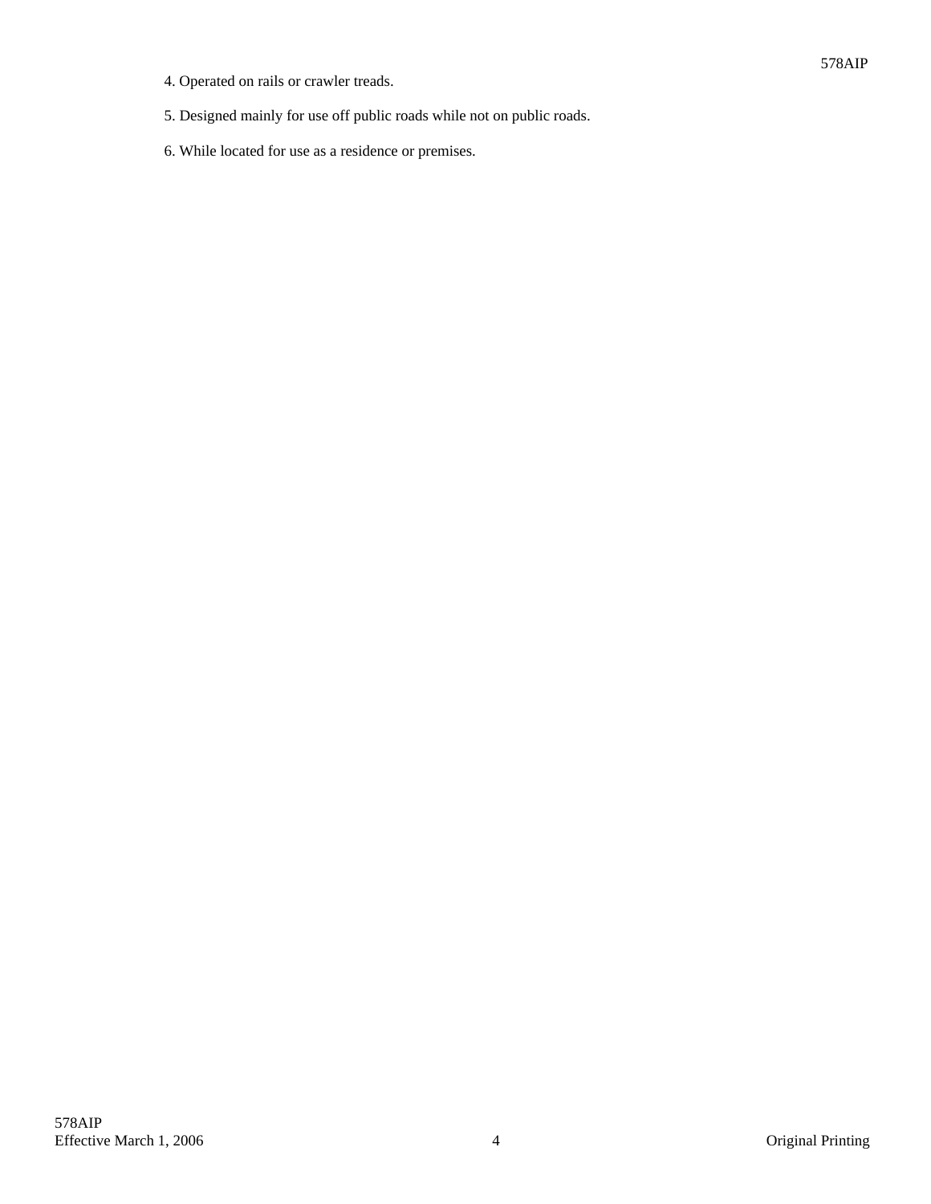4. Operated on rails or crawler treads.

5. Designed mainly for use off public roads while not on public roads.

6. While located for use as a residence or premises.